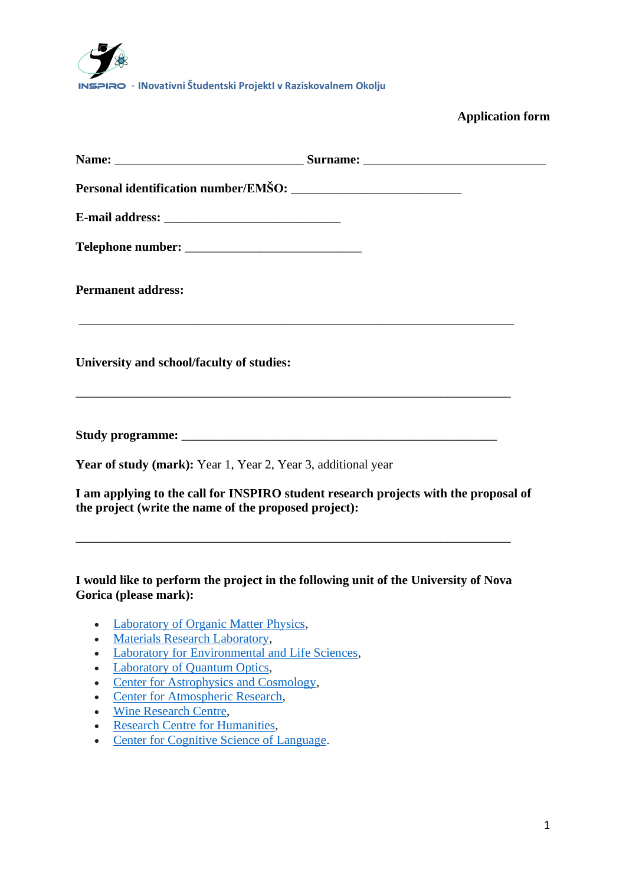INSPIRO - INovativni Študentski ProjektI v Raziskovalnem Okolju

**Application form**

**Name:** ______________________________ **Surname:** _____________________________

**Personal identification number/EMŠO:** ___________________________

**E-mail address:** ____________________________

**Telephone number:** ____________________________

**Permanent address:**

_____________________________________________________________________

**University and school/faculty of studies:**

_____________________________________________________________________

**Study programme:** __________________________________________________

**Year of study (mark):** Year 1, Year 2, Year 3, additional year

**I am applying to the call for INSPIRO student research projects with the proposal of the project (write the name of the proposed project):**

_____________________________________________________________________

**I would like to perform the project in the following unit of the University of Nova Gorica (please mark):**

- Laboratory of Organic Matter Physics,
- Materials Research Laboratory,
- Laboratory for Environmental and Life Sciences,
- Laboratory of Quantum Optics,
- Center for Astrophysics and Cosmology,
- Center for Atmospheric Research,
- Wine Research Centre,
- Research Centre for Humanities,
- Center for Cognitive Science of Language.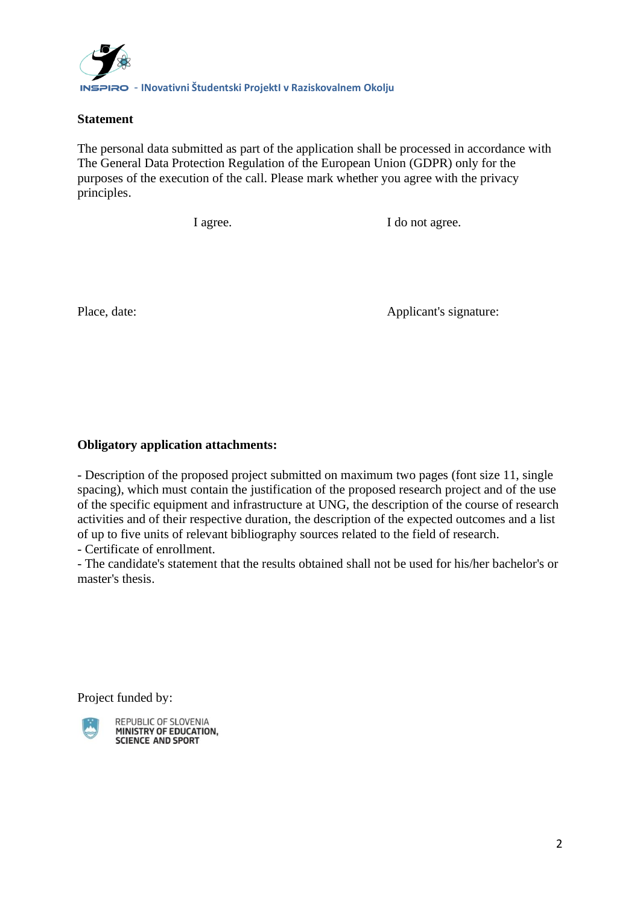INSPIRO - INovativni Študentski ProjektI v Raziskovalnem Okolju

**Statement**

The personal data submitted as part of the application shall be processed in accordance with The General Data Protection Regulation of the European Union (GDPR) only for the purposes of the execution of the call. Please mark whether you agree with the privacy principles.

I agree. I do not agree.

Place, date: Applicant's signature:

**Obligatory application attachments:**

- Description of the proposed project submitted on maximum two pages (font size 11, single spacing), which must contain the justification of the proposed research project and of the use of the specific equipment and infrastructure at UNG, the description of the course of research activities and of their respective duration, the description of the expected outcomes and a list of up to five units of relevant bibliography sources related to the field of research.
- Certificate of enrollment.
- The candidate's statement that the results obtained shall not be used for his/her bachelor's or master's thesis.

Project funded by:

REPUBLIC OF SLOVENIA
MINISTRY OF EDUCATION, SCIENCE AND SPORT